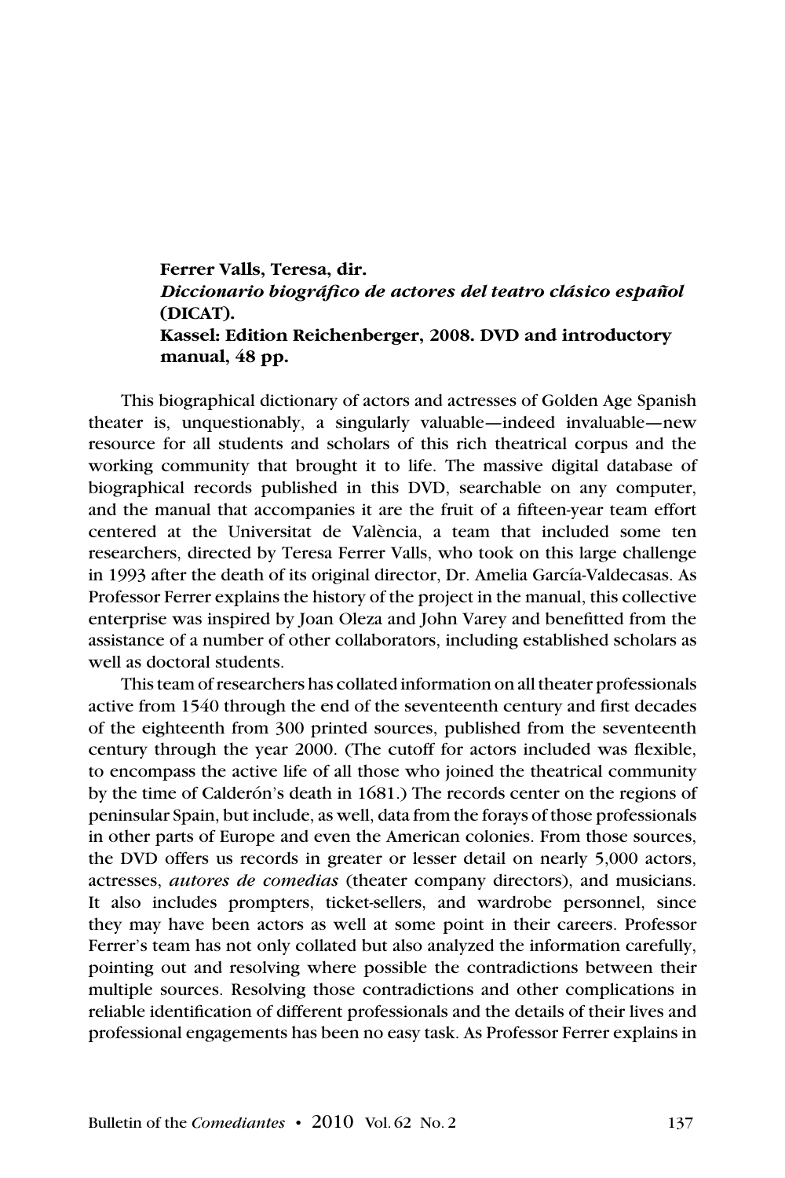**Ferrer Valls, Teresa, dir.**
***Diccionario biográfico de actores del teatro clásico español* (DICAT).**
**Kassel: Edition Reichenberger, 2008. DVD and introductory manual, 48 pp.**

This biographical dictionary of actors and actresses of Golden Age Spanish theater is, unquestionably, a singularly valuable—indeed invaluable—new resource for all students and scholars of this rich theatrical corpus and the working community that brought it to life. The massive digital database of biographical records published in this DVD, searchable on any computer, and the manual that accompanies it are the fruit of a fifteen-year team effort centered at the Universitat de València, a team that included some ten researchers, directed by Teresa Ferrer Valls, who took on this large challenge in 1993 after the death of its original director, Dr. Amelia García-Valdecasas. As Professor Ferrer explains the history of the project in the manual, this collective enterprise was inspired by Joan Oleza and John Varey and benefitted from the assistance of a number of other collaborators, including established scholars as well as doctoral students.

This team of researchers has collated information on all theater professionals active from 1540 through the end of the seventeenth century and first decades of the eighteenth from 300 printed sources, published from the seventeenth century through the year 2000. (The cutoff for actors included was flexible, to encompass the active life of all those who joined the theatrical community by the time of Calderón's death in 1681.) The records center on the regions of peninsular Spain, but include, as well, data from the forays of those professionals in other parts of Europe and even the American colonies. From those sources, the DVD offers us records in greater or lesser detail on nearly 5,000 actors, actresses, *autores de comedias* (theater company directors), and musicians. It also includes prompters, ticket-sellers, and wardrobe personnel, since they may have been actors as well at some point in their careers. Professor Ferrer's team has not only collated but also analyzed the information carefully, pointing out and resolving where possible the contradictions between their multiple sources. Resolving those contradictions and other complications in reliable identification of different professionals and the details of their lives and professional engagements has been no easy task. As Professor Ferrer explains in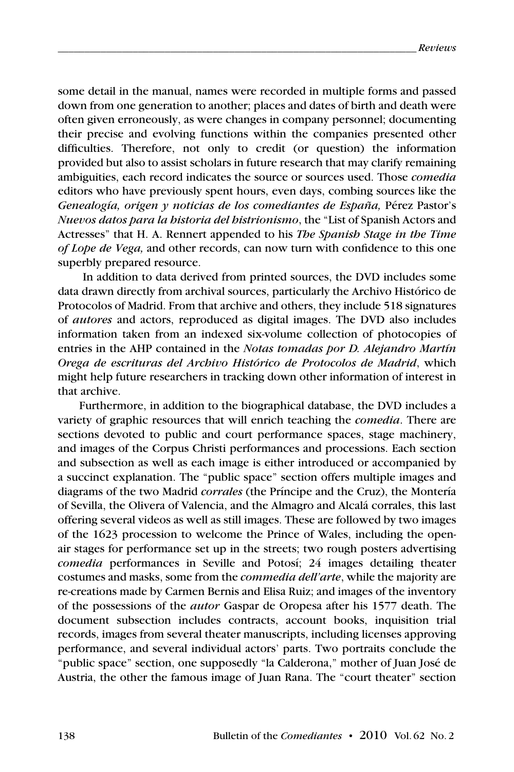some detail in the manual, names were recorded in multiple forms and passed down from one generation to another; places and dates of birth and death were often given erroneously, as were changes in company personnel; documenting their precise and evolving functions within the companies presented other difficulties. Therefore, not only to credit (or question) the information provided but also to assist scholars in future research that may clarify remaining ambiguities, each record indicates the source or sources used. Those *comedia* editors who have previously spent hours, even days, combing sources like the *Genealogía, origen y noticias de los comediantes de España,* Pérez Pastor's *Nuevos datos para la historia del histrionismo*, the "List of Spanish Actors and Actresses" that H. A. Rennert appended to his *The Spanish Stage in the Time of Lope de Vega,* and other records, can now turn with confidence to this one superbly prepared resource.

In addition to data derived from printed sources, the DVD includes some data drawn directly from archival sources, particularly the Archivo Histórico de Protocolos of Madrid. From that archive and others, they include 518 signatures of *autores* and actors, reproduced as digital images. The DVD also includes information taken from an indexed six-volume collection of photocopies of entries in the AHP contained in the *Notas tomadas por D. Alejandro Martín Orega de escrituras del Archivo Histórico de Protocolos de Madrid*, which might help future researchers in tracking down other information of interest in that archive.

Furthermore, in addition to the biographical database, the DVD includes a variety of graphic resources that will enrich teaching the *comedia*. There are sections devoted to public and court performance spaces, stage machinery, and images of the Corpus Christi performances and processions. Each section and subsection as well as each image is either introduced or accompanied by a succinct explanation. The "public space" section offers multiple images and diagrams of the two Madrid *corrales* (the Príncipe and the Cruz), the Montería of Sevilla, the Olivera of Valencia, and the Almagro and Alcalá corrales, this last offering several videos as well as still images. These are followed by two images of the 1623 procession to welcome the Prince of Wales, including the open-air stages for performance set up in the streets; two rough posters advertising *comedia* performances in Seville and Potosí; 24 images detailing theater costumes and masks, some from the *commedia dell'arte*, while the majority are re-creations made by Carmen Bernis and Elisa Ruiz; and images of the inventory of the possessions of the *autor* Gaspar de Oropesa after his 1577 death. The document subsection includes contracts, account books, inquisition trial records, images from several theater manuscripts, including licenses approving performance, and several individual actors' parts. Two portraits conclude the "public space" section, one supposedly "la Calderona," mother of Juan José de Austria, the other the famous image of Juan Rana. The "court theater" section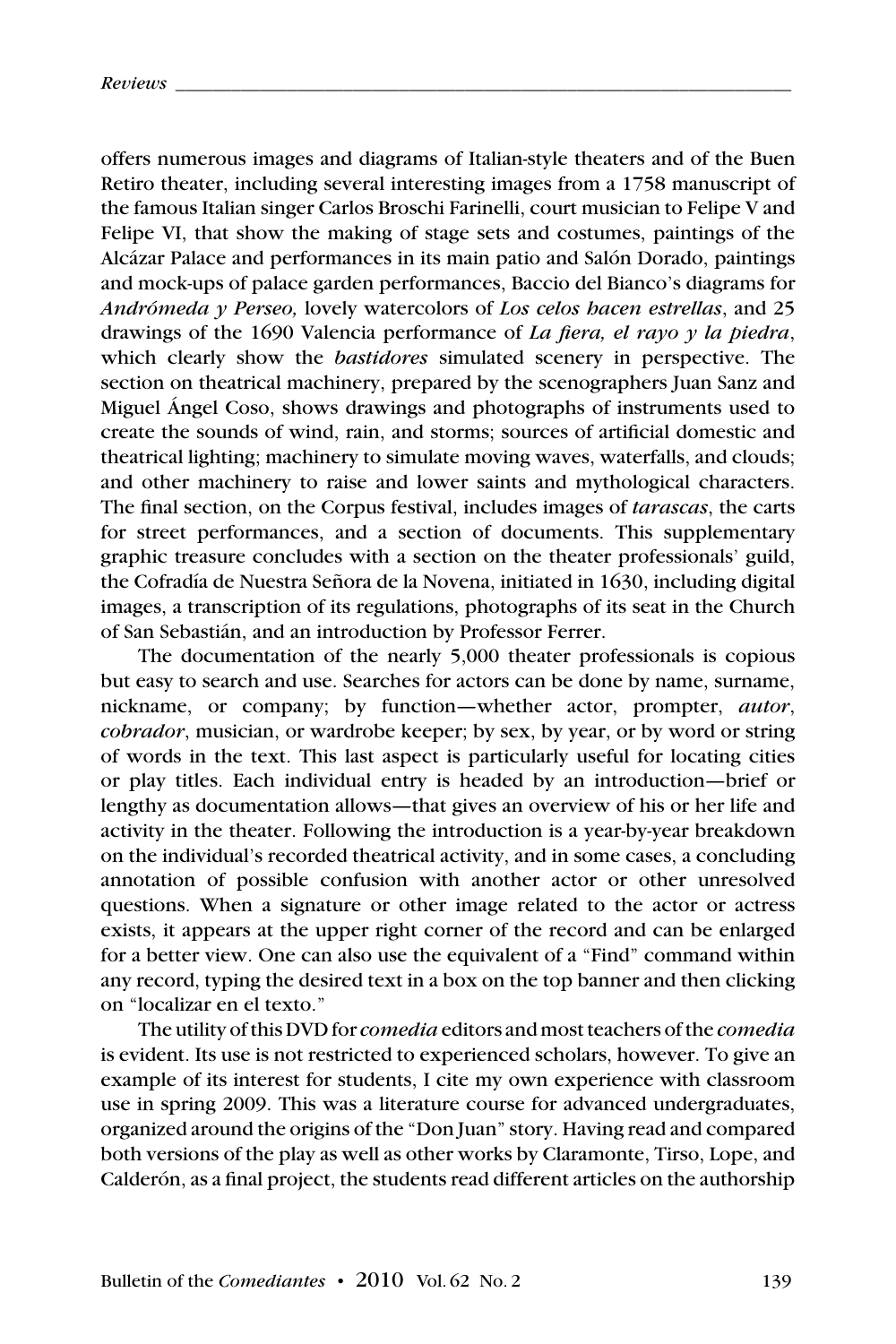offers numerous images and diagrams of Italian-style theaters and of the Buen Retiro theater, including several interesting images from a 1758 manuscript of the famous Italian singer Carlos Broschi Farinelli, court musician to Felipe V and Felipe VI, that show the making of stage sets and costumes, paintings of the Alcázar Palace and performances in its main patio and Salón Dorado, paintings and mock-ups of palace garden performances, Baccio del Bianco's diagrams for *Andrómeda y Perseo,* lovely watercolors of *Los celos hacen estrellas*, and 25 drawings of the 1690 Valencia performance of *La fiera, el rayo y la piedra*, which clearly show the *bastidores* simulated scenery in perspective. The section on theatrical machinery, prepared by the scenographers Juan Sanz and Miguel Ángel Coso, shows drawings and photographs of instruments used to create the sounds of wind, rain, and storms; sources of artificial domestic and theatrical lighting; machinery to simulate moving waves, waterfalls, and clouds; and other machinery to raise and lower saints and mythological characters. The final section, on the Corpus festival, includes images of *tarascas*, the carts for street performances, and a section of documents. This supplementary graphic treasure concludes with a section on the theater professionals' guild, the Cofradía de Nuestra Señora de la Novena, initiated in 1630, including digital images, a transcription of its regulations, photographs of its seat in the Church of San Sebastián, and an introduction by Professor Ferrer.

The documentation of the nearly 5,000 theater professionals is copious but easy to search and use. Searches for actors can be done by name, surname, nickname, or company; by function—whether actor, prompter, *autor*, *cobrador*, musician, or wardrobe keeper; by sex, by year, or by word or string of words in the text. This last aspect is particularly useful for locating cities or play titles. Each individual entry is headed by an introduction—brief or lengthy as documentation allows—that gives an overview of his or her life and activity in the theater. Following the introduction is a year-by-year breakdown on the individual's recorded theatrical activity, and in some cases, a concluding annotation of possible confusion with another actor or other unresolved questions. When a signature or other image related to the actor or actress exists, it appears at the upper right corner of the record and can be enlarged for a better view. One can also use the equivalent of a "Find" command within any record, typing the desired text in a box on the top banner and then clicking on "localizar en el texto."

The utility of this DVD for *comedia* editors and most teachers of the *comedia* is evident. Its use is not restricted to experienced scholars, however. To give an example of its interest for students, I cite my own experience with classroom use in spring 2009. This was a literature course for advanced undergraduates, organized around the origins of the "Don Juan" story. Having read and compared both versions of the play as well as other works by Claramonte, Tirso, Lope, and Calderón, as a final project, the students read different articles on the authorship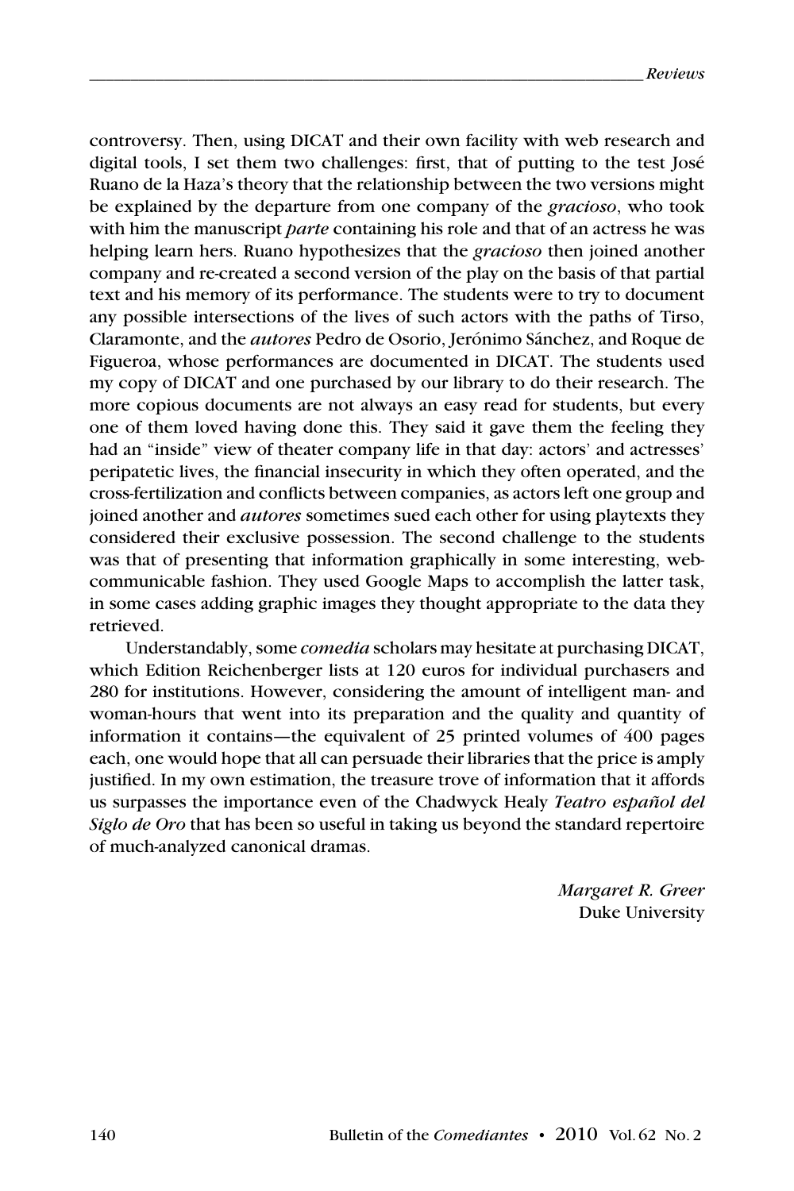controversy. Then, using DICAT and their own facility with web research and digital tools, I set them two challenges: first, that of putting to the test José Ruano de la Haza's theory that the relationship between the two versions might be explained by the departure from one company of the *gracioso*, who took with him the manuscript *parte* containing his role and that of an actress he was helping learn hers. Ruano hypothesizes that the *gracioso* then joined another company and re-created a second version of the play on the basis of that partial text and his memory of its performance. The students were to try to document any possible intersections of the lives of such actors with the paths of Tirso, Claramonte, and the *autores* Pedro de Osorio, Jerónimo Sánchez, and Roque de Figueroa, whose performances are documented in DICAT. The students used my copy of DICAT and one purchased by our library to do their research. The more copious documents are not always an easy read for students, but every one of them loved having done this. They said it gave them the feeling they had an "inside" view of theater company life in that day: actors' and actresses' peripatetic lives, the financial insecurity in which they often operated, and the cross-fertilization and conflicts between companies, as actors left one group and joined another and *autores* sometimes sued each other for using playtexts they considered their exclusive possession. The second challenge to the students was that of presenting that information graphically in some interesting, web-communicable fashion. They used Google Maps to accomplish the latter task, in some cases adding graphic images they thought appropriate to the data they retrieved.

Understandably, some *comedia* scholars may hesitate at purchasing DICAT, which Edition Reichenberger lists at 120 euros for individual purchasers and 280 for institutions. However, considering the amount of intelligent man- and woman-hours that went into its preparation and the quality and quantity of information it contains—the equivalent of 25 printed volumes of 400 pages each, one would hope that all can persuade their libraries that the price is amply justified. In my own estimation, the treasure trove of information that it affords us surpasses the importance even of the Chadwyck Healy *Teatro español del Siglo de Oro* that has been so useful in taking us beyond the standard repertoire of much-analyzed canonical dramas.

*Margaret R. Greer*
Duke University